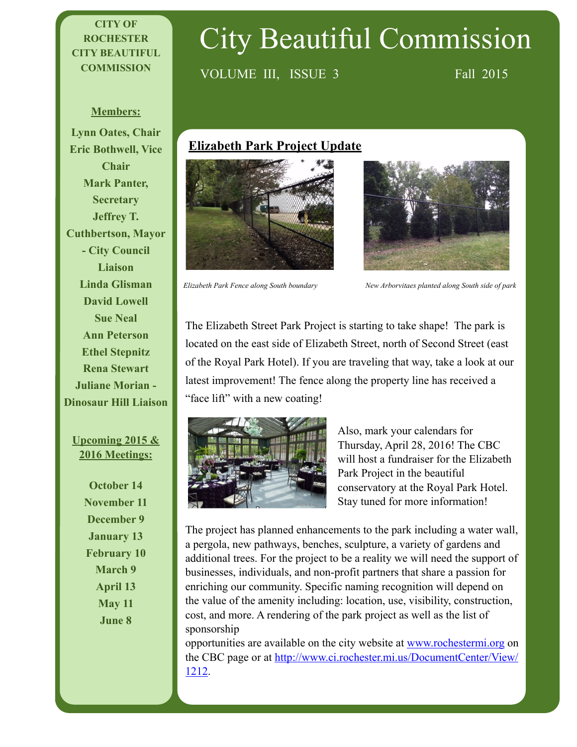# City Beautiful Commission

VOLUME III, ISSUE 3 Fall 2015

**CITY OF ROCHESTER CITY BEAUTIFUL COMMISSION**

**Members:**

**Lynn Oates, Chair**
**Eric Bothwell, Vice Chair**
**Mark Panter, Secretary**
**Jeffrey T. Cuthbertson, Mayor - City Council Liaison**
**Linda Glisman**
**David Lowell**
**Sue Neal**
**Ann Peterson**
**Ethel Stepnitz**
**Rena Stewart**
**Juliane Morian - Dinosaur Hill Liaison**

**Upcoming 2015 & 2016 Meetings:**

**October 14**
**November 11**
**December 9**
**January 13**
**February 10**
**March 9**
**April 13**
**May 11**
**June 8**

## Elizabeth Park Project Update

*Elizabeth Park Fence along South boundary*

*New Arborvitaes planted along South side of park*

The Elizabeth Street Park Project is starting to take shape! The park is located on the east side of Elizabeth Street, north of Second Street (east of the Royal Park Hotel). If you are traveling that way, take a look at our latest improvement! The fence along the property line has received a "face lift" with a new coating!

Also, mark your calendars for Thursday, April 28, 2016! The CBC will host a fundraiser for the Elizabeth Park Project in the beautiful conservatory at the Royal Park Hotel. Stay tuned for more information!

The project has planned enhancements to the park including a water wall, a pergola, new pathways, benches, sculpture, a variety of gardens and additional trees. For the project to be a reality we will need the support of businesses, individuals, and non-profit partners that share a passion for enriching our community. Specific naming recognition will depend on the value of the amenity including: location, use, visibility, construction, cost, and more. A rendering of the park project as well as the list of sponsorship opportunities are available on the city website at www.rochestermi.org on the CBC page or at http://www.ci.rochester.mi.us/DocumentCenter/View/1212.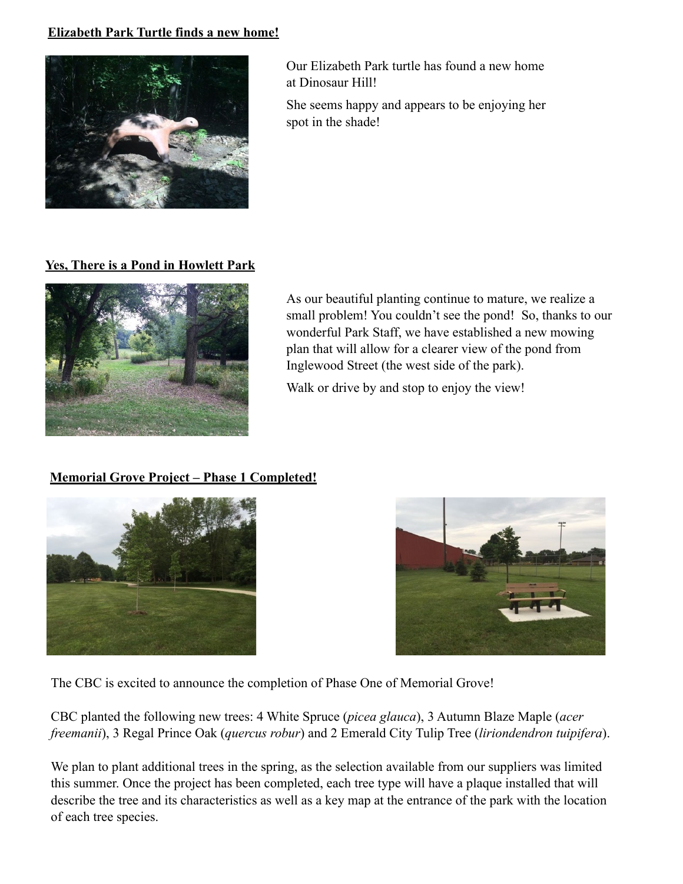**Elizabeth Park Turtle finds a new home!**

Our Elizabeth Park turtle has found a new home at Dinosaur Hill!

She seems happy and appears to be enjoying her spot in the shade!

**Yes, There is a Pond in Howlett Park**

As our beautiful planting continue to mature, we realize a small problem! You couldn't see the pond! So, thanks to our wonderful Park Staff, we have established a new mowing plan that will allow for a clearer view of the pond from Inglewood Street (the west side of the park).

Walk or drive by and stop to enjoy the view!

**Memorial Grove Project – Phase 1 Completed!**

The CBC is excited to announce the completion of Phase One of Memorial Grove!

CBC planted the following new trees: 4 White Spruce (*picea glauca*), 3 Autumn Blaze Maple (*acer freemanii*), 3 Regal Prince Oak (*quercus robur*) and 2 Emerald City Tulip Tree (*liriondendron tuipifera*).

We plan to plant additional trees in the spring, as the selection available from our suppliers was limited this summer. Once the project has been completed, each tree type will have a plaque installed that will describe the tree and its characteristics as well as a key map at the entrance of the park with the location of each tree species.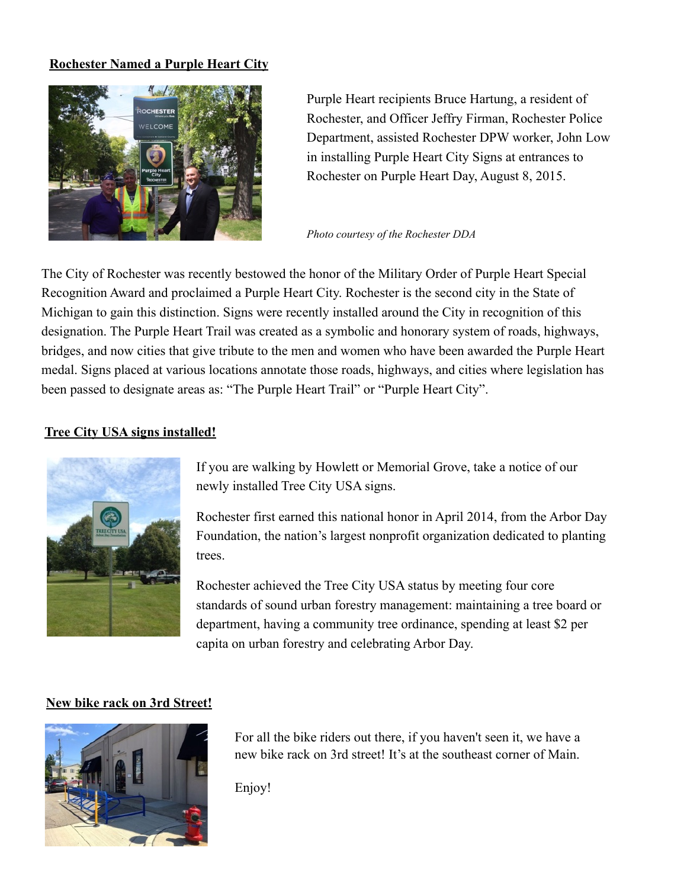## Rochester Named a Purple Heart City

Purple Heart recipients Bruce Hartung, a resident of Rochester, and Officer Jeffry Firman, Rochester Police Department, assisted Rochester DPW worker, John Low in installing Purple Heart City Signs at entrances to Rochester on Purple Heart Day, August 8, 2015.

*Photo courtesy of the Rochester DDA*

The City of Rochester was recently bestowed the honor of the Military Order of Purple Heart Special Recognition Award and proclaimed a Purple Heart City. Rochester is the second city in the State of Michigan to gain this distinction. Signs were recently installed around the City in recognition of this designation. The Purple Heart Trail was created as a symbolic and honorary system of roads, highways, bridges, and now cities that give tribute to the men and women who have been awarded the Purple Heart medal. Signs placed at various locations annotate those roads, highways, and cities where legislation has been passed to designate areas as: "The Purple Heart Trail" or "Purple Heart City".

## Tree City USA signs installed!

If you are walking by Howlett or Memorial Grove, take a notice of our newly installed Tree City USA signs.

Rochester first earned this national honor in April 2014, from the Arbor Day Foundation, the nation's largest nonprofit organization dedicated to planting trees.

Rochester achieved the Tree City USA status by meeting four core standards of sound urban forestry management: maintaining a tree board or department, having a community tree ordinance, spending at least $2 per capita on urban forestry and celebrating Arbor Day.

## New bike rack on 3rd Street!

For all the bike riders out there, if you haven't seen it, we have a new bike rack on 3rd street! It's at the southeast corner of Main.

Enjoy!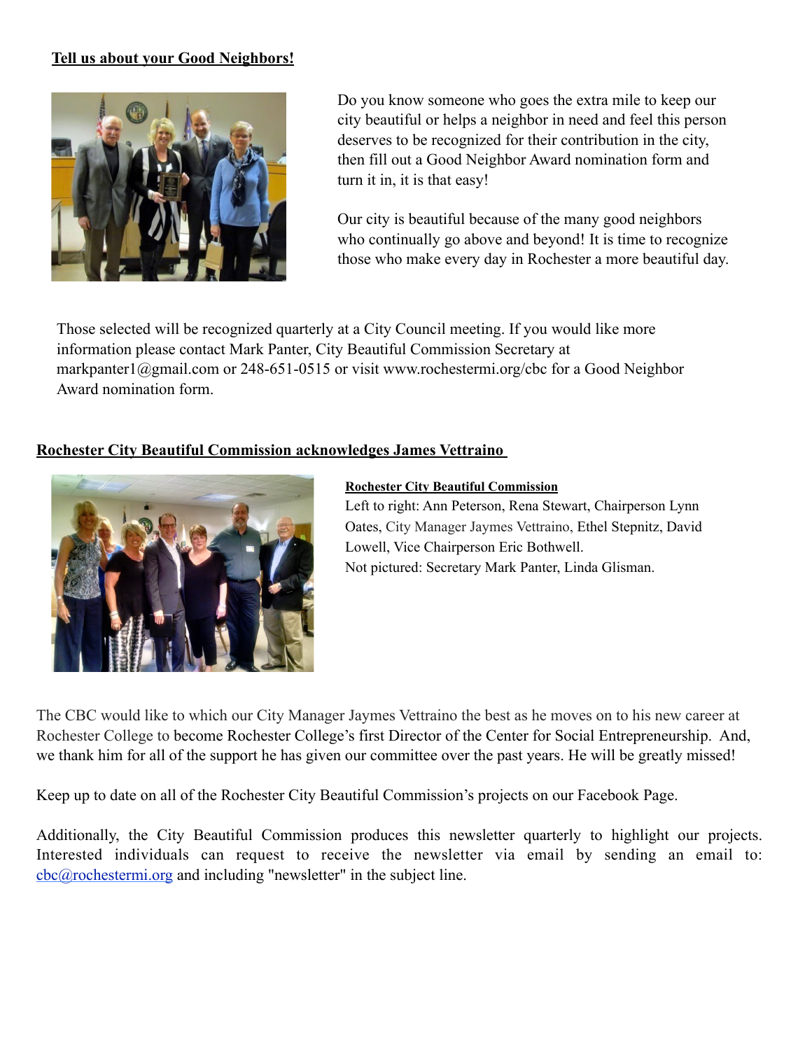**Tell us about your Good Neighbors!**

Do you know someone who goes the extra mile to keep our city beautiful or helps a neighbor in need and feel this person deserves to be recognized for their contribution in the city, then fill out a Good Neighbor Award nomination form and turn it in, it is that easy!

Our city is beautiful because of the many good neighbors who continually go above and beyond! It is time to recognize those who make every day in Rochester a more beautiful day.

Those selected will be recognized quarterly at a City Council meeting. If you would like more information please contact Mark Panter, City Beautiful Commission Secretary at markpanter1@gmail.com or 248-651-0515 or visit www.rochestermi.org/cbc for a Good Neighbor Award nomination form.

**Rochester City Beautiful Commission acknowledges James Vettraino**

**Rochester City Beautiful Commission**
Left to right: Ann Peterson, Rena Stewart, Chairperson Lynn Oates, City Manager Jaymes Vettraino, Ethel Stepnitz, David Lowell, Vice Chairperson Eric Bothwell.
Not pictured: Secretary Mark Panter, Linda Glisman.

The CBC would like to which our City Manager Jaymes Vettraino the best as he moves on to his new career at Rochester College to become Rochester College's first Director of the Center for Social Entrepreneurship. And, we thank him for all of the support he has given our committee over the past years. He will be greatly missed!

Keep up to date on all of the Rochester City Beautiful Commission's projects on our Facebook Page.

Additionally, the City Beautiful Commission produces this newsletter quarterly to highlight our projects. Interested individuals can request to receive the newsletter via email by sending an email to: cbc@rochestermi.org and including "newsletter" in the subject line.